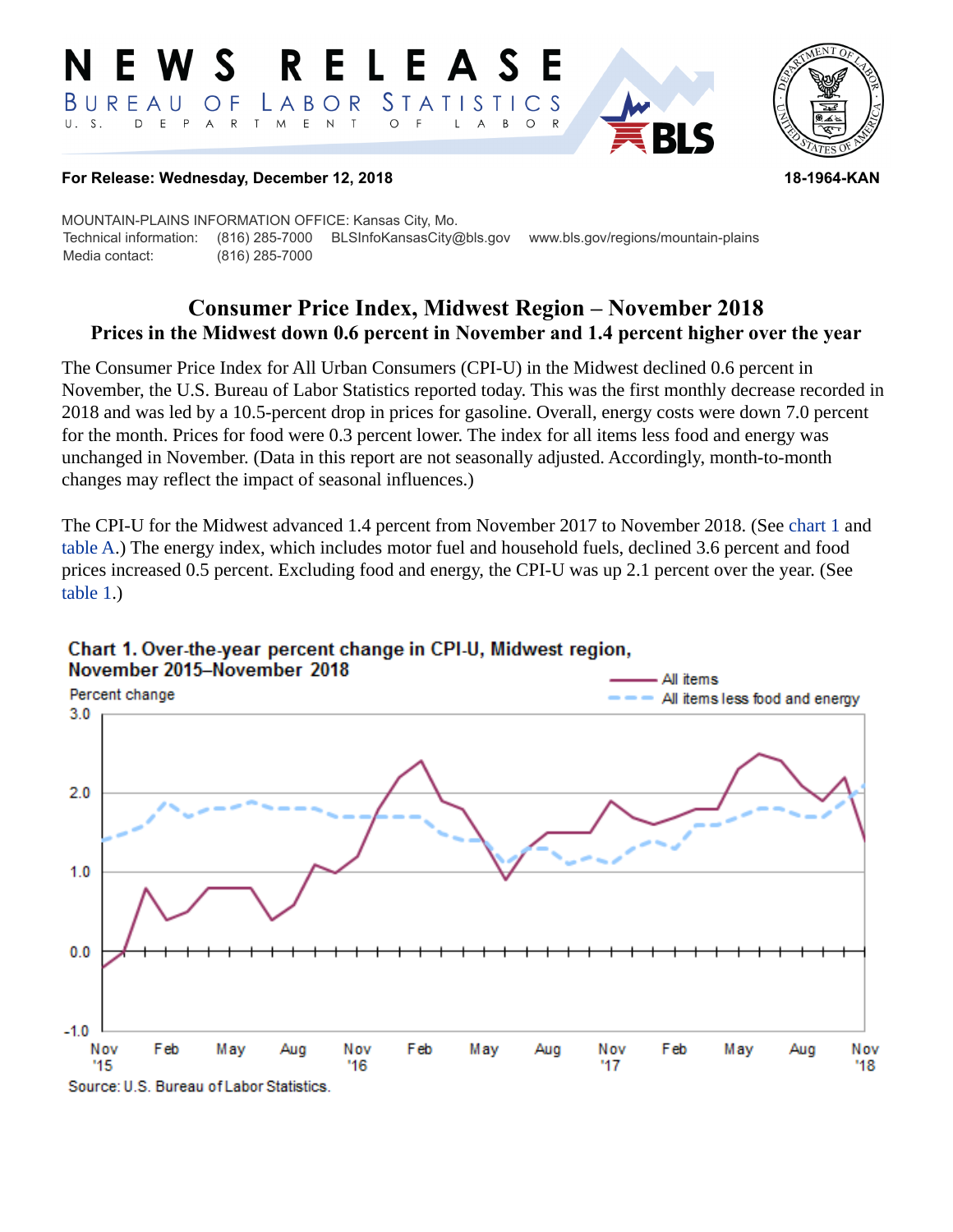# NEWS RELEASE

BUREAU OF LABOR STATISTICS
U. S. DEPARTMENT OF LABOR

**For Release: Wednesday, December 12, 2018** **18-1964-KAN**

MOUNTAIN-PLAINS INFORMATION OFFICE: Kansas City, Mo.
Technical information: (816) 285-7000 BLSInfoKansasCity@bls.gov www.bls.gov/regions/mountain-plains
Media contact: (816) 285-7000

## Consumer Price Index, Midwest Region – November 2018

### Prices in the Midwest down 0.6 percent in November and 1.4 percent higher over the year

The Consumer Price Index for All Urban Consumers (CPI-U) in the Midwest declined 0.6 percent in November, the U.S. Bureau of Labor Statistics reported today. This was the first monthly decrease recorded in 2018 and was led by a 10.5-percent drop in prices for gasoline. Overall, energy costs were down 7.0 percent for the month. Prices for food were 0.3 percent lower. The index for all items less food and energy was unchanged in November. (Data in this report are not seasonally adjusted. Accordingly, month-to-month changes may reflect the impact of seasonal influences.)

The CPI-U for the Midwest advanced 1.4 percent from November 2017 to November 2018. (See chart 1 and table A.) The energy index, which includes motor fuel and household fuels, declined 3.6 percent and food prices increased 0.5 percent. Excluding food and energy, the CPI-U was up 2.1 percent over the year. (See table 1.)

**Chart 1. Over-the-year percent change in CPI-U, Midwest region, November 2015–November 2018**

Percent change (y-axis: -1.0 to 3.0); x-axis: Nov '15, Feb, May, Aug, Nov '16, Feb, May, Aug, Nov '17, Feb, May, Aug, Nov '18

Legend: All items; All items less food and energy

Source: U.S. Bureau of Labor Statistics.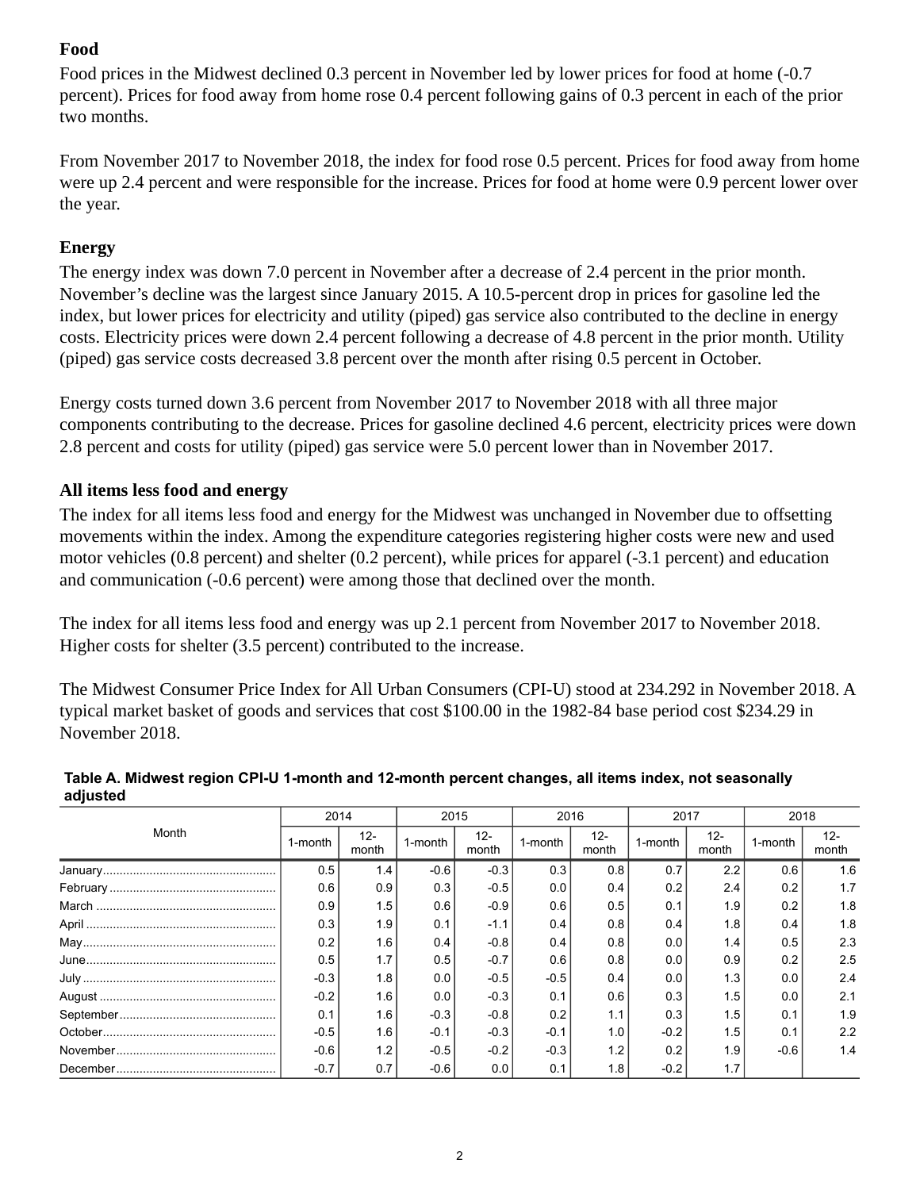### Food

Food prices in the Midwest declined 0.3 percent in November led by lower prices for food at home (-0.7 percent). Prices for food away from home rose 0.4 percent following gains of 0.3 percent in each of the prior two months.

From November 2017 to November 2018, the index for food rose 0.5 percent. Prices for food away from home were up 2.4 percent and were responsible for the increase. Prices for food at home were 0.9 percent lower over the year.

### Energy

The energy index was down 7.0 percent in November after a decrease of 2.4 percent in the prior month. November's decline was the largest since January 2015. A 10.5-percent drop in prices for gasoline led the index, but lower prices for electricity and utility (piped) gas service also contributed to the decline in energy costs. Electricity prices were down 2.4 percent following a decrease of 4.8 percent in the prior month. Utility (piped) gas service costs decreased 3.8 percent over the month after rising 0.5 percent in October.

Energy costs turned down 3.6 percent from November 2017 to November 2018 with all three major components contributing to the decrease. Prices for gasoline declined 4.6 percent, electricity prices were down 2.8 percent and costs for utility (piped) gas service were 5.0 percent lower than in November 2017.

### All items less food and energy

The index for all items less food and energy for the Midwest was unchanged in November due to offsetting movements within the index. Among the expenditure categories registering higher costs were new and used motor vehicles (0.8 percent) and shelter (0.2 percent), while prices for apparel (-3.1 percent) and education and communication (-0.6 percent) were among those that declined over the month.

The index for all items less food and energy was up 2.1 percent from November 2017 to November 2018. Higher costs for shelter (3.5 percent) contributed to the increase.

The Midwest Consumer Price Index for All Urban Consumers (CPI-U) stood at 234.292 in November 2018. A typical market basket of goods and services that cost $100.00 in the 1982-84 base period cost $234.29 in November 2018.

**Table A. Midwest region CPI-U 1-month and 12-month percent changes, all items index, not seasonally adjusted**

| Month | 2014 | | 2015 | | 2016 | | 2017 | | 2018 | |
|---|---|---|---|---|---|---|---|---|---|---|
| | 1-month | 12-month | 1-month | 12-month | 1-month | 12-month | 1-month | 12-month | 1-month | 12-month |
| January | 0.5 | 1.4 | -0.6 | -0.3 | 0.3 | 0.8 | 0.7 | 2.2 | 0.6 | 1.6 |
| February | 0.6 | 0.9 | 0.3 | -0.5 | 0.0 | 0.4 | 0.2 | 2.4 | 0.2 | 1.7 |
| March | 0.9 | 1.5 | 0.6 | -0.9 | 0.6 | 0.5 | 0.1 | 1.9 | 0.2 | 1.8 |
| April | 0.3 | 1.9 | 0.1 | -1.1 | 0.4 | 0.8 | 0.4 | 1.8 | 0.4 | 1.8 |
| May | 0.2 | 1.6 | 0.4 | -0.8 | 0.4 | 0.8 | 0.0 | 1.4 | 0.5 | 2.3 |
| June | 0.5 | 1.7 | 0.5 | -0.7 | 0.6 | 0.8 | 0.0 | 0.9 | 0.2 | 2.5 |
| July | -0.3 | 1.8 | 0.0 | -0.5 | -0.5 | 0.4 | 0.0 | 1.3 | 0.0 | 2.4 |
| August | -0.2 | 1.6 | 0.0 | -0.3 | 0.1 | 0.6 | 0.3 | 1.5 | 0.0 | 2.1 |
| September | 0.1 | 1.6 | -0.3 | -0.8 | 0.2 | 1.1 | 0.3 | 1.5 | 0.1 | 1.9 |
| October | -0.5 | 1.6 | -0.1 | -0.3 | -0.1 | 1.0 | -0.2 | 1.5 | 0.1 | 2.2 |
| November | -0.6 | 1.2 | -0.5 | -0.2 | -0.3 | 1.2 | 0.2 | 1.9 | -0.6 | 1.4 |
| December | -0.7 | 0.7 | -0.6 | 0.0 | 0.1 | 1.8 | -0.2 | 1.7 | | |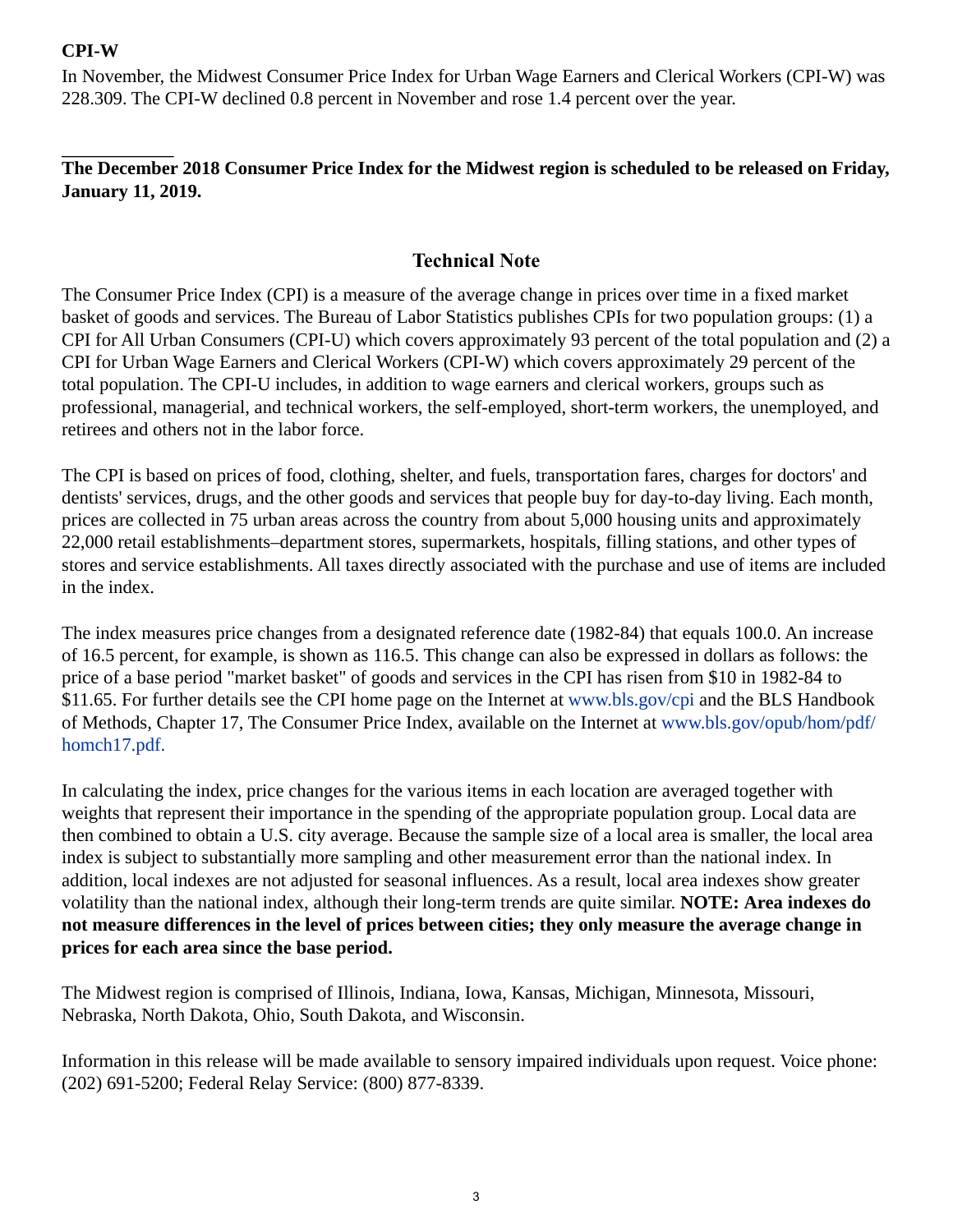**CPI-W**

In November, the Midwest Consumer Price Index for Urban Wage Earners and Clerical Workers (CPI-W) was 228.309. The CPI-W declined 0.8 percent in November and rose 1.4 percent over the year.

---

**The December 2018 Consumer Price Index for the Midwest region is scheduled to be released on Friday, January 11, 2019.**

## Technical Note

The Consumer Price Index (CPI) is a measure of the average change in prices over time in a fixed market basket of goods and services. The Bureau of Labor Statistics publishes CPIs for two population groups: (1) a CPI for All Urban Consumers (CPI-U) which covers approximately 93 percent of the total population and (2) a CPI for Urban Wage Earners and Clerical Workers (CPI-W) which covers approximately 29 percent of the total population. The CPI-U includes, in addition to wage earners and clerical workers, groups such as professional, managerial, and technical workers, the self-employed, short-term workers, the unemployed, and retirees and others not in the labor force.

The CPI is based on prices of food, clothing, shelter, and fuels, transportation fares, charges for doctors' and dentists' services, drugs, and the other goods and services that people buy for day-to-day living. Each month, prices are collected in 75 urban areas across the country from about 5,000 housing units and approximately 22,000 retail establishments–department stores, supermarkets, hospitals, filling stations, and other types of stores and service establishments. All taxes directly associated with the purchase and use of items are included in the index.

The index measures price changes from a designated reference date (1982-84) that equals 100.0. An increase of 16.5 percent, for example, is shown as 116.5. This change can also be expressed in dollars as follows: the price of a base period "market basket" of goods and services in the CPI has risen from $10 in 1982-84 to $11.65. For further details see the CPI home page on the Internet at www.bls.gov/cpi and the BLS Handbook of Methods, Chapter 17, The Consumer Price Index, available on the Internet at www.bls.gov/opub/hom/pdf/homch17.pdf.

In calculating the index, price changes for the various items in each location are averaged together with weights that represent their importance in the spending of the appropriate population group. Local data are then combined to obtain a U.S. city average. Because the sample size of a local area is smaller, the local area index is subject to substantially more sampling and other measurement error than the national index. In addition, local indexes are not adjusted for seasonal influences. As a result, local area indexes show greater volatility than the national index, although their long-term trends are quite similar. **NOTE: Area indexes do not measure differences in the level of prices between cities; they only measure the average change in prices for each area since the base period.**

The Midwest region is comprised of Illinois, Indiana, Iowa, Kansas, Michigan, Minnesota, Missouri, Nebraska, North Dakota, Ohio, South Dakota, and Wisconsin.

Information in this release will be made available to sensory impaired individuals upon request. Voice phone: (202) 691-5200; Federal Relay Service: (800) 877-8339.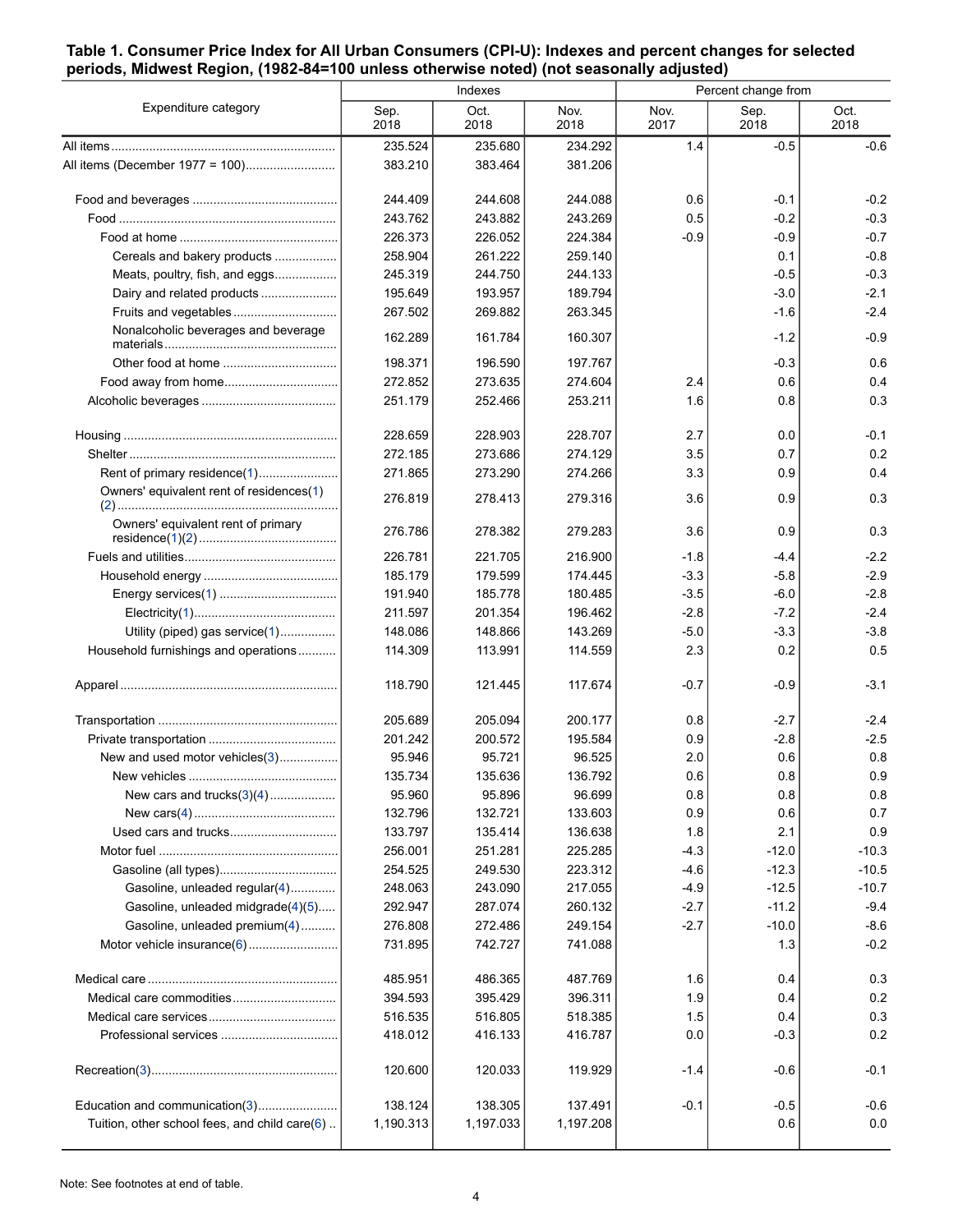**Table 1. Consumer Price Index for All Urban Consumers (CPI-U): Indexes and percent changes for selected periods, Midwest Region, (1982-84=100 unless otherwise noted) (not seasonally adjusted)**

| Expenditure category | Indexes | | | Percent change from | | |
|---|---|---|---|---|---|---|
| | Sep. 2018 | Oct. 2018 | Nov. 2018 | Nov. 2017 | Sep. 2018 | Oct. 2018 |
| All items | 235.524 | 235.680 | 234.292 | 1.4 | -0.5 | -0.6 |
| All items (December 1977 = 100) | 383.210 | 383.464 | 381.206 | | | |
| Food and beverages | 244.409 | 244.608 | 244.088 | 0.6 | -0.1 | -0.2 |
| Food | 243.762 | 243.882 | 243.269 | 0.5 | -0.2 | -0.3 |
| Food at home | 226.373 | 226.052 | 224.384 | -0.9 | -0.9 | -0.7 |
| Cereals and bakery products | 258.904 | 261.222 | 259.140 | | 0.1 | -0.8 |
| Meats, poultry, fish, and eggs | 245.319 | 244.750 | 244.133 | | -0.5 | -0.3 |
| Dairy and related products | 195.649 | 193.957 | 189.794 | | -3.0 | -2.1 |
| Fruits and vegetables | 267.502 | 269.882 | 263.345 | | -1.6 | -2.4 |
| Nonalcoholic beverages and beverage materials | 162.289 | 161.784 | 160.307 | | -1.2 | -0.9 |
| Other food at home | 198.371 | 196.590 | 197.767 | | -0.3 | 0.6 |
| Food away from home | 272.852 | 273.635 | 274.604 | 2.4 | 0.6 | 0.4 |
| Alcoholic beverages | 251.179 | 252.466 | 253.211 | 1.6 | 0.8 | 0.3 |
| Housing | 228.659 | 228.903 | 228.707 | 2.7 | 0.0 | -0.1 |
| Shelter | 272.185 | 273.686 | 274.129 | 3.5 | 0.7 | 0.2 |
| Rent of primary residence(1) | 271.865 | 273.290 | 274.266 | 3.3 | 0.9 | 0.4 |
| Owners' equivalent rent of residences(1)(2) | 276.819 | 278.413 | 279.316 | 3.6 | 0.9 | 0.3 |
| Owners' equivalent rent of primary residence(1)(2) | 276.786 | 278.382 | 279.283 | 3.6 | 0.9 | 0.3 |
| Fuels and utilities | 226.781 | 221.705 | 216.900 | -1.8 | -4.4 | -2.2 |
| Household energy | 185.179 | 179.599 | 174.445 | -3.3 | -5.8 | -2.9 |
| Energy services(1) | 191.940 | 185.778 | 180.485 | -3.5 | -6.0 | -2.8 |
| Electricity(1) | 211.597 | 201.354 | 196.462 | -2.8 | -7.2 | -2.4 |
| Utility (piped) gas service(1) | 148.086 | 148.866 | 143.269 | -5.0 | -3.3 | -3.8 |
| Household furnishings and operations | 114.309 | 113.991 | 114.559 | 2.3 | 0.2 | 0.5 |
| Apparel | 118.790 | 121.445 | 117.674 | -0.7 | -0.9 | -3.1 |
| Transportation | 205.689 | 205.094 | 200.177 | 0.8 | -2.7 | -2.4 |
| Private transportation | 201.242 | 200.572 | 195.584 | 0.9 | -2.8 | -2.5 |
| New and used motor vehicles(3) | 95.946 | 95.721 | 96.525 | 2.0 | 0.6 | 0.8 |
| New vehicles | 135.734 | 135.636 | 136.792 | 0.6 | 0.8 | 0.9 |
| New cars and trucks(3)(4) | 95.960 | 95.896 | 96.699 | 0.8 | 0.8 | 0.8 |
| New cars(4) | 132.796 | 132.721 | 133.603 | 0.9 | 0.6 | 0.7 |
| Used cars and trucks | 133.797 | 135.414 | 136.638 | 1.8 | 2.1 | 0.9 |
| Motor fuel | 256.001 | 251.281 | 225.285 | -4.3 | -12.0 | -10.3 |
| Gasoline (all types) | 254.525 | 249.530 | 223.312 | -4.6 | -12.3 | -10.5 |
| Gasoline, unleaded regular(4) | 248.063 | 243.090 | 217.055 | -4.9 | -12.5 | -10.7 |
| Gasoline, unleaded midgrade(4)(5) | 292.947 | 287.074 | 260.132 | -2.7 | -11.2 | -9.4 |
| Gasoline, unleaded premium(4) | 276.808 | 272.486 | 249.154 | -2.7 | -10.0 | -8.6 |
| Motor vehicle insurance(6) | 731.895 | 742.727 | 741.088 | | 1.3 | -0.2 |
| Medical care | 485.951 | 486.365 | 487.769 | 1.6 | 0.4 | 0.3 |
| Medical care commodities | 394.593 | 395.429 | 396.311 | 1.9 | 0.4 | 0.2 |
| Medical care services | 516.535 | 516.805 | 518.385 | 1.5 | 0.4 | 0.3 |
| Professional services | 418.012 | 416.133 | 416.787 | 0.0 | -0.3 | 0.2 |
| Recreation(3) | 120.600 | 120.033 | 119.929 | -1.4 | -0.6 | -0.1 |
| Education and communication(3) | 138.124 | 138.305 | 137.491 | -0.1 | -0.5 | -0.6 |
| Tuition, other school fees, and child care(6) | 1,190.313 | 1,197.033 | 1,197.208 | | 0.6 | 0.0 |

Note: See footnotes at end of table.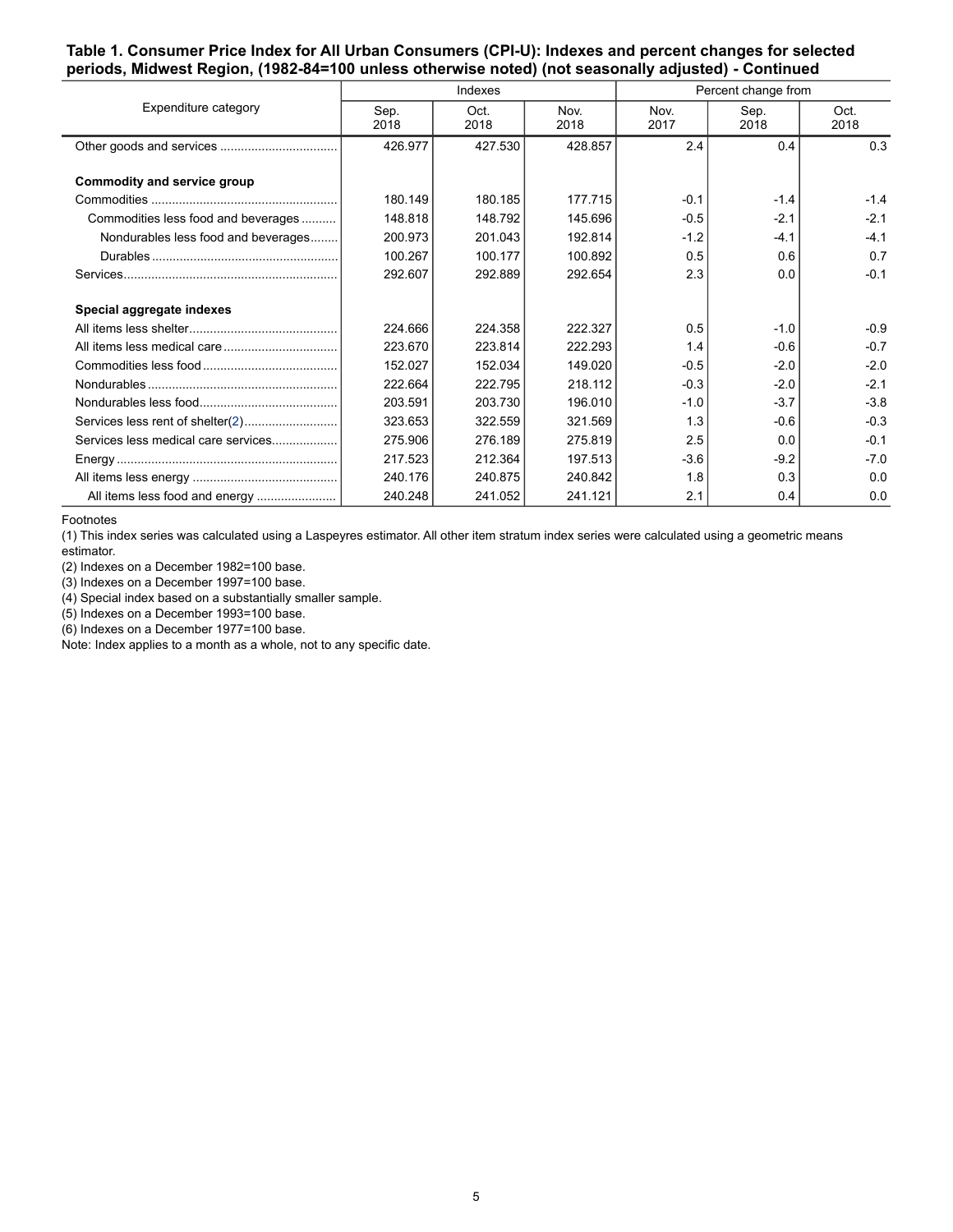**Table 1. Consumer Price Index for All Urban Consumers (CPI-U): Indexes and percent changes for selected periods, Midwest Region, (1982-84=100 unless otherwise noted) (not seasonally adjusted) - Continued**

| Expenditure category | Indexes | | | Percent change from | | |
|---|---|---|---|---|---|---|
| | Sep. 2018 | Oct. 2018 | Nov. 2018 | Nov. 2017 | Sep. 2018 | Oct. 2018 |
| Other goods and services | 426.977 | 427.530 | 428.857 | 2.4 | 0.4 | 0.3 |
| **Commodity and service group** | | | | | | |
| Commodities | 180.149 | 180.185 | 177.715 | -0.1 | -1.4 | -1.4 |
| Commodities less food and beverages | 148.818 | 148.792 | 145.696 | -0.5 | -2.1 | -2.1 |
| Nondurables less food and beverages | 200.973 | 201.043 | 192.814 | -1.2 | -4.1 | -4.1 |
| Durables | 100.267 | 100.177 | 100.892 | 0.5 | 0.6 | 0.7 |
| Services | 292.607 | 292.889 | 292.654 | 2.3 | 0.0 | -0.1 |
| **Special aggregate indexes** | | | | | | |
| All items less shelter | 224.666 | 224.358 | 222.327 | 0.5 | -1.0 | -0.9 |
| All items less medical care | 223.670 | 223.814 | 222.293 | 1.4 | -0.6 | -0.7 |
| Commodities less food | 152.027 | 152.034 | 149.020 | -0.5 | -2.0 | -2.0 |
| Nondurables | 222.664 | 222.795 | 218.112 | -0.3 | -2.0 | -2.1 |
| Nondurables less food | 203.591 | 203.730 | 196.010 | -1.0 | -3.7 | -3.8 |
| Services less rent of shelter(2) | 323.653 | 322.559 | 321.569 | 1.3 | -0.6 | -0.3 |
| Services less medical care services | 275.906 | 276.189 | 275.819 | 2.5 | 0.0 | -0.1 |
| Energy | 217.523 | 212.364 | 197.513 | -3.6 | -9.2 | -7.0 |
| All items less energy | 240.176 | 240.875 | 240.842 | 1.8 | 0.3 | 0.0 |
| All items less food and energy | 240.248 | 241.052 | 241.121 | 2.1 | 0.4 | 0.0 |

Footnotes

(1) This index series was calculated using a Laspeyres estimator. All other item stratum index series were calculated using a geometric means estimator.

(2) Indexes on a December 1982=100 base.

(3) Indexes on a December 1997=100 base.

(4) Special index based on a substantially smaller sample.

(5) Indexes on a December 1993=100 base.

(6) Indexes on a December 1977=100 base.

Note: Index applies to a month as a whole, not to any specific date.